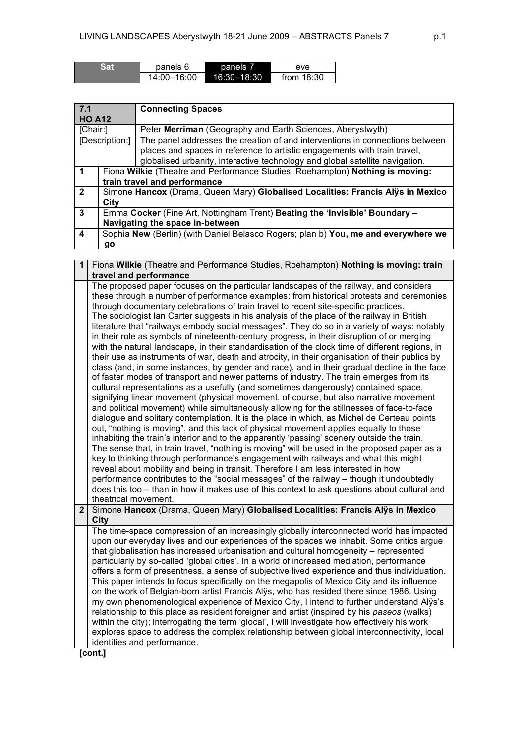| Sat | panels 6 | panels 7 | eve |
|---|---|---|---|
| | 14:00–16:00 | 16:30–18:30 | from 18:30 |

| 7.1 HO A12 | Connecting Spaces |
|---|---|
| [Chair:] | Peter **Merriman** (Geography and Earth Sciences, Aberystwyth) |
| [Description:] | The panel addresses the creation of and interventions in connections between places and spaces in reference to artistic engagements with train travel, globalised urbanity, interactive technology and global satellite navigation. |
| 1 | Fiona **Wilkie** (Theatre and Performance Studies, Roehampton) **Nothing is moving: train travel and performance** |
| 2 | Simone **Hancox** (Drama, Queen Mary) **Globalised Localities: Francis Alÿs in Mexico City** |
| 3 | Emma **Cocker** (Fine Art, Nottingham Trent) **Beating the 'Invisible' Boundary – Navigating the space in-between** |
| 4 | Sophia **New** (Berlin) (with Daniel Belasco Rogers; plan b) **You, me and everywhere we go** |

**1** Fiona **Wilkie** (Theatre and Performance Studies, Roehampton) **Nothing is moving: train travel and performance**

The proposed paper focuses on the particular landscapes of the railway, and considers these through a number of performance examples: from historical protests and ceremonies through documentary celebrations of train travel to recent site-specific practices.
The sociologist Ian Carter suggests in his analysis of the place of the railway in British literature that "railways embody social messages". They do so in a variety of ways: notably in their role as symbols of nineteenth-century progress, in their disruption of or merging with the natural landscape, in their standardisation of the clock time of different regions, in their use as instruments of war, death and atrocity, in their organisation of their publics by class (and, in some instances, by gender and race), and in their gradual decline in the face of faster modes of transport and newer patterns of industry. The train emerges from its cultural representations as a usefully (and sometimes dangerously) contained space, signifying linear movement (physical movement, of course, but also narrative movement and political movement) while simultaneously allowing for the stillnesses of face-to-face dialogue and solitary contemplation. It is the place in which, as Michel de Certeau points out, "nothing is moving", and this lack of physical movement applies equally to those inhabiting the train's interior and to the apparently 'passing' scenery outside the train.
The sense that, in train travel, "nothing is moving" will be used in the proposed paper as a key to thinking through performance's engagement with railways and what this might reveal about mobility and being in transit. Therefore I am less interested in how performance contributes to the "social messages" of the railway – though it undoubtedly does this too – than in how it makes use of this context to ask questions about cultural and theatrical movement.

**2** Simone **Hancox** (Drama, Queen Mary) **Globalised Localities: Francis Alÿs in Mexico City**

The time-space compression of an increasingly globally interconnected world has impacted upon our everyday lives and our experiences of the spaces we inhabit. Some critics argue that globalisation has increased urbanisation and cultural homogeneity – represented particularly by so-called 'global cities'. In a world of increased mediation, performance offers a form of presentness, a sense of subjective lived experience and thus individuation. This paper intends to focus specifically on the megapolis of Mexico City and its influence on the work of Belgian-born artist Francis Alÿs, who has resided there since 1986. Using my own phenomenological experience of Mexico City, I intend to further understand Alÿs's relationship to this place as resident foreigner and artist (inspired by his *paseos* (walks) within the city); interrogating the term 'glocal', I will investigate how effectively his work explores space to address the complex relationship between global interconnectivity, local identities and performance.

**[cont.]**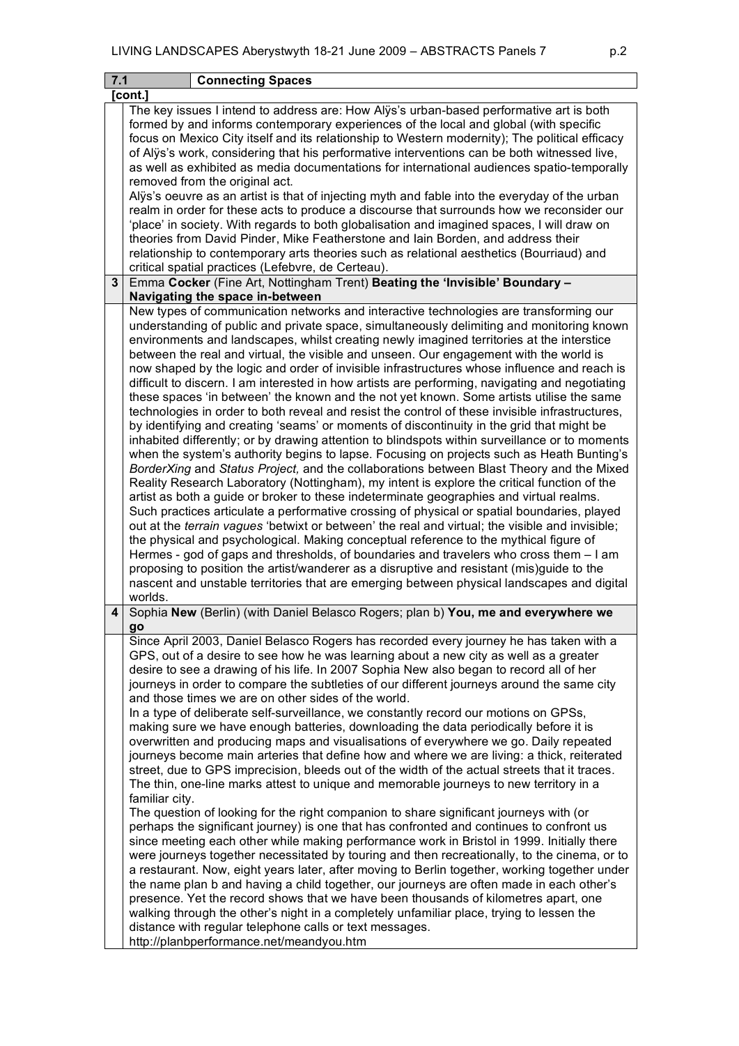## 7.1 Connecting Spaces

[cont.]

The key issues I intend to address are: How Alÿs's urban-based performative art is both formed by and informs contemporary experiences of the local and global (with specific focus on Mexico City itself and its relationship to Western modernity); The political efficacy of Alÿs's work, considering that his performative interventions can be both witnessed live, as well as exhibited as media documentations for international audiences spatio-temporally removed from the original act.
Alÿs's oeuvre as an artist is that of injecting myth and fable into the everyday of the urban realm in order for these acts to produce a discourse that surrounds how we reconsider our 'place' in society. With regards to both globalisation and imagined spaces, I will draw on theories from David Pinder, Mike Featherstone and Iain Borden, and address their relationship to contemporary arts theories such as relational aesthetics (Bourriaud) and critical spatial practices (Lefebvre, de Certeau).

### 3 Emma **Cocker** (Fine Art, Nottingham Trent) **Beating the 'Invisible' Boundary – Navigating the space in-between**

New types of communication networks and interactive technologies are transforming our understanding of public and private space, simultaneously delimiting and monitoring known environments and landscapes, whilst creating newly imagined territories at the interstice between the real and virtual, the visible and unseen. Our engagement with the world is now shaped by the logic and order of invisible infrastructures whose influence and reach is difficult to discern. I am interested in how artists are performing, navigating and negotiating these spaces 'in between' the known and the not yet known. Some artists utilise the same technologies in order to both reveal and resist the control of these invisible infrastructures, by identifying and creating 'seams' or moments of discontinuity in the grid that might be inhabited differently; or by drawing attention to blindspots within surveillance or to moments when the system's authority begins to lapse. Focusing on projects such as Heath Bunting's *BorderXing* and *Status Project,* and the collaborations between Blast Theory and the Mixed Reality Research Laboratory (Nottingham), my intent is explore the critical function of the artist as both a guide or broker to these indeterminate geographies and virtual realms. Such practices articulate a performative crossing of physical or spatial boundaries, played out at the *terrain vagues* 'betwixt or between' the real and virtual; the visible and invisible; the physical and psychological. Making conceptual reference to the mythical figure of Hermes - god of gaps and thresholds, of boundaries and travelers who cross them – I am proposing to position the artist/wanderer as a disruptive and resistant (mis)guide to the nascent and unstable territories that are emerging between physical landscapes and digital worlds.

### 4 Sophia **New** (Berlin) (with Daniel Belasco Rogers; plan b) **You, me and everywhere we go**

Since April 2003, Daniel Belasco Rogers has recorded every journey he has taken with a GPS, out of a desire to see how he was learning about a new city as well as a greater desire to see a drawing of his life. In 2007 Sophia New also began to record all of her journeys in order to compare the subtleties of our different journeys around the same city and those times we are on other sides of the world.
In a type of deliberate self-surveillance, we constantly record our motions on GPSs, making sure we have enough batteries, downloading the data periodically before it is overwritten and producing maps and visualisations of everywhere we go. Daily repeated journeys become main arteries that define how and where we are living: a thick, reiterated street, due to GPS imprecision, bleeds out of the width of the actual streets that it traces. The thin, one-line marks attest to unique and memorable journeys to new territory in a familiar city.
The question of looking for the right companion to share significant journeys with (or perhaps the significant journey) is one that has confronted and continues to confront us since meeting each other while making performance work in Bristol in 1999. Initially there were journeys together necessitated by touring and then recreationally, to the cinema, or to a restaurant. Now, eight years later, after moving to Berlin together, working together under the name plan b and having a child together, our journeys are often made in each other's presence. Yet the record shows that we have been thousands of kilometres apart, one walking through the other's night in a completely unfamiliar place, trying to lessen the distance with regular telephone calls or text messages.
http://planbperformance.net/meandyou.htm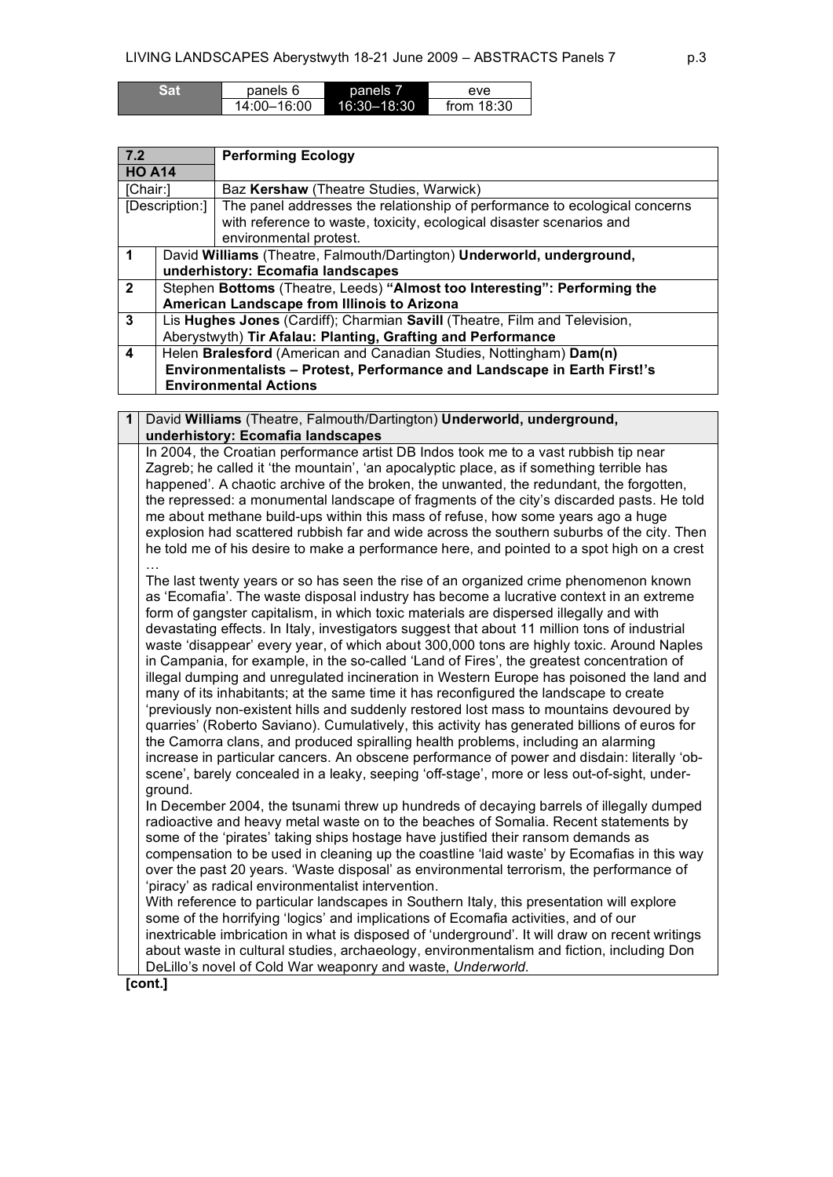| Sat | panels 6 | panels 7 | eve |
|---|---|---|---|
| | 14:00–16:00 | 16:30–18:30 | from 18:30 |

| **7.2** | **Performing Ecology** |
|---|---|
| **HO A14** | |
| [Chair:] | Baz **Kershaw** (Theatre Studies, Warwick) |
| [Description:] | The panel addresses the relationship of performance to ecological concerns with reference to waste, toxicity, ecological disaster scenarios and environmental protest. |
| **1** | David **Williams** (Theatre, Falmouth/Dartington) **Underworld, underground, underhistory: Ecomafia landscapes** |
| **2** | Stephen **Bottoms** (Theatre, Leeds) **"Almost too Interesting": Performing the American Landscape from Illinois to Arizona** |
| **3** | Lis **Hughes Jones** (Cardiff); Charmian **Savill** (Theatre, Film and Television, Aberystwyth) **Tir Afalau: Planting, Grafting and Performance** |
| **4** | Helen **Bralesford** (American and Canadian Studies, Nottingham) **Dam(n) Environmentalists – Protest, Performance and Landscape in Earth First!'s Environmental Actions** |

**1** David **Williams** (Theatre, Falmouth/Dartington) **Underworld, underground, underhistory: Ecomafia landscapes**

In 2004, the Croatian performance artist DB Indos took me to a vast rubbish tip near Zagreb; he called it 'the mountain', 'an apocalyptic place, as if something terrible has happened'. A chaotic archive of the broken, the unwanted, the redundant, the forgotten, the repressed: a monumental landscape of fragments of the city's discarded pasts. He told me about methane build-ups within this mass of refuse, how some years ago a huge explosion had scattered rubbish far and wide across the southern suburbs of the city. Then he told me of his desire to make a performance here, and pointed to a spot high on a crest …

The last twenty years or so has seen the rise of an organized crime phenomenon known as 'Ecomafia'. The waste disposal industry has become a lucrative context in an extreme form of gangster capitalism, in which toxic materials are dispersed illegally and with devastating effects. In Italy, investigators suggest that about 11 million tons of industrial waste 'disappear' every year, of which about 300,000 tons are highly toxic. Around Naples in Campania, for example, in the so-called 'Land of Fires', the greatest concentration of illegal dumping and unregulated incineration in Western Europe has poisoned the land and many of its inhabitants; at the same time it has reconfigured the landscape to create 'previously non-existent hills and suddenly restored lost mass to mountains devoured by quarries' (Roberto Saviano). Cumulatively, this activity has generated billions of euros for the Camorra clans, and produced spiralling health problems, including an alarming increase in particular cancers. An obscene performance of power and disdain: literally 'ob-scene', barely concealed in a leaky, seeping 'off-stage', more or less out-of-sight, under-ground.

In December 2004, the tsunami threw up hundreds of decaying barrels of illegally dumped radioactive and heavy metal waste on to the beaches of Somalia. Recent statements by some of the 'pirates' taking ships hostage have justified their ransom demands as compensation to be used in cleaning up the coastline 'laid waste' by Ecomafias in this way over the past 20 years. 'Waste disposal' as environmental terrorism, the performance of 'piracy' as radical environmentalist intervention.

With reference to particular landscapes in Southern Italy, this presentation will explore some of the horrifying 'logics' and implications of Ecomafia activities, and of our inextricable imbrication in what is disposed of 'underground'. It will draw on recent writings about waste in cultural studies, archaeology, environmentalism and fiction, including Don DeLillo's novel of Cold War weaponry and waste, *Underworld*.

**[cont.]**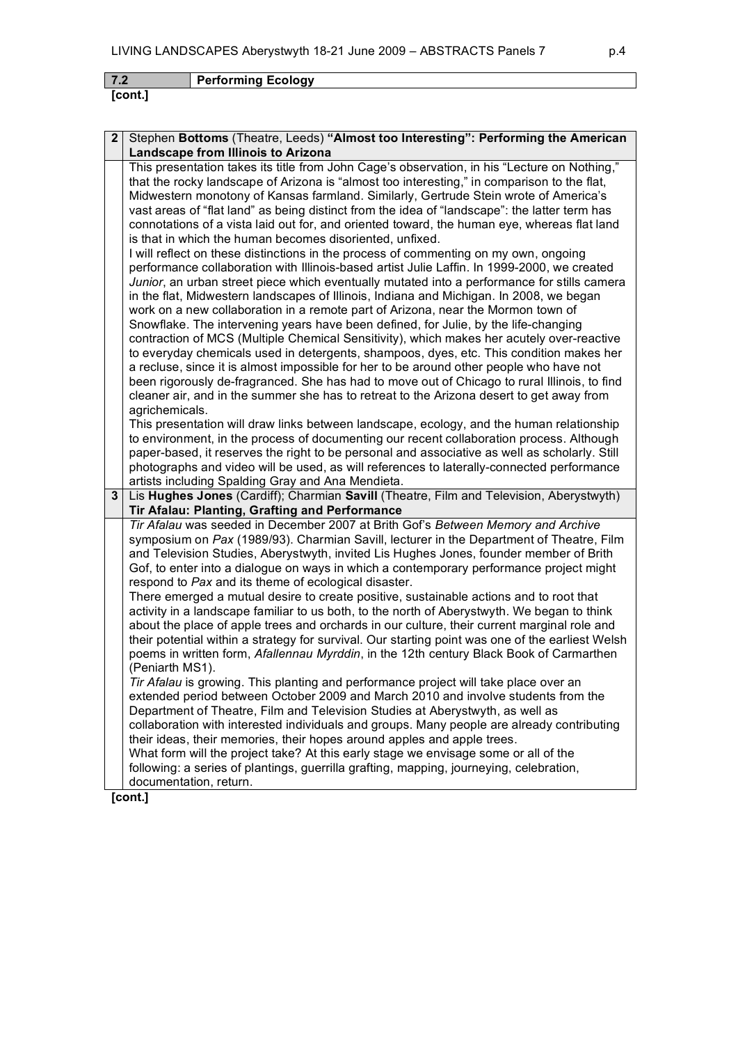| 7.2 | Performing Ecology |
|---|---|

**[cont.]**

**2** Stephen **Bottoms** (Theatre, Leeds) **"Almost too Interesting": Performing the American Landscape from Illinois to Arizona**

This presentation takes its title from John Cage's observation, in his "Lecture on Nothing," that the rocky landscape of Arizona is "almost too interesting," in comparison to the flat, Midwestern monotony of Kansas farmland. Similarly, Gertrude Stein wrote of America's vast areas of "flat land" as being distinct from the idea of "landscape": the latter term has connotations of a vista laid out for, and oriented toward, the human eye, whereas flat land is that in which the human becomes disoriented, unfixed.

I will reflect on these distinctions in the process of commenting on my own, ongoing performance collaboration with Illinois-based artist Julie Laffin. In 1999-2000, we created *Junior*, an urban street piece which eventually mutated into a performance for stills camera in the flat, Midwestern landscapes of Illinois, Indiana and Michigan. In 2008, we began work on a new collaboration in a remote part of Arizona, near the Mormon town of Snowflake. The intervening years have been defined, for Julie, by the life-changing contraction of MCS (Multiple Chemical Sensitivity), which makes her acutely over-reactive to everyday chemicals used in detergents, shampoos, dyes, etc. This condition makes her a recluse, since it is almost impossible for her to be around other people who have not been rigorously de-fragranced. She has had to move out of Chicago to rural Illinois, to find cleaner air, and in the summer she has to retreat to the Arizona desert to get away from agrichemicals.

This presentation will draw links between landscape, ecology, and the human relationship to environment, in the process of documenting our recent collaboration process. Although paper-based, it reserves the right to be personal and associative as well as scholarly. Still photographs and video will be used, as will references to laterally-connected performance artists including Spalding Gray and Ana Mendieta.

**3** Lis **Hughes Jones** (Cardiff); Charmian **Savill** (Theatre, Film and Television, Aberystwyth) **Tir Afalau: Planting, Grafting and Performance**

*Tir Afalau* was seeded in December 2007 at Brith Gof's *Between Memory and Archive* symposium on *Pax* (1989/93). Charmian Savill, lecturer in the Department of Theatre, Film and Television Studies, Aberystwyth, invited Lis Hughes Jones, founder member of Brith Gof, to enter into a dialogue on ways in which a contemporary performance project might respond to *Pax* and its theme of ecological disaster.

There emerged a mutual desire to create positive, sustainable actions and to root that activity in a landscape familiar to us both, to the north of Aberystwyth. We began to think about the place of apple trees and orchards in our culture, their current marginal role and their potential within a strategy for survival. Our starting point was one of the earliest Welsh poems in written form, *Afallennau Myrddin*, in the 12th century Black Book of Carmarthen (Peniarth MS1).

*Tir Afalau* is growing. This planting and performance project will take place over an extended period between October 2009 and March 2010 and involve students from the Department of Theatre, Film and Television Studies at Aberystwyth, as well as collaboration with interested individuals and groups. Many people are already contributing their ideas, their memories, their hopes around apples and apple trees.

What form will the project take? At this early stage we envisage some or all of the following: a series of plantings, guerrilla grafting, mapping, journeying, celebration, documentation, return.

**[cont.]**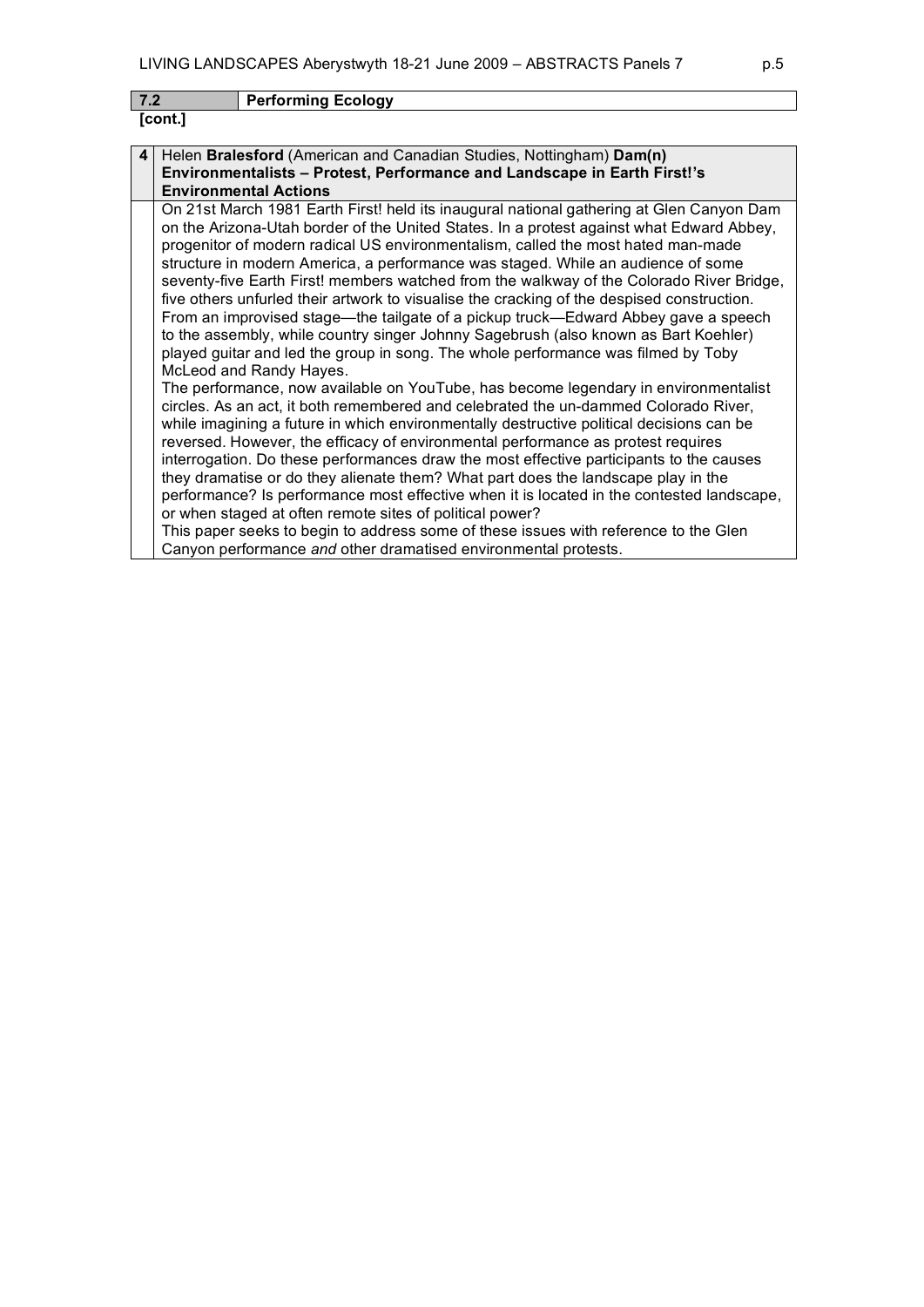## 7.2 Performing Ecology

**[cont.]**

**4** Helen **Bralesford** (American and Canadian Studies, Nottingham) **Dam(n) Environmentalists – Protest, Performance and Landscape in Earth First!'s Environmental Actions**

On 21st March 1981 Earth First! held its inaugural national gathering at Glen Canyon Dam on the Arizona-Utah border of the United States. In a protest against what Edward Abbey, progenitor of modern radical US environmentalism, called the most hated man-made structure in modern America, a performance was staged. While an audience of some seventy-five Earth First! members watched from the walkway of the Colorado River Bridge, five others unfurled their artwork to visualise the cracking of the despised construction. From an improvised stage—the tailgate of a pickup truck—Edward Abbey gave a speech to the assembly, while country singer Johnny Sagebrush (also known as Bart Koehler) played guitar and led the group in song. The whole performance was filmed by Toby McLeod and Randy Hayes.

The performance, now available on YouTube, has become legendary in environmentalist circles. As an act, it both remembered and celebrated the un-dammed Colorado River, while imagining a future in which environmentally destructive political decisions can be reversed. However, the efficacy of environmental performance as protest requires interrogation. Do these performances draw the most effective participants to the causes they dramatise or do they alienate them? What part does the landscape play in the performance? Is performance most effective when it is located in the contested landscape, or when staged at often remote sites of political power?

This paper seeks to begin to address some of these issues with reference to the Glen Canyon performance *and* other dramatised environmental protests.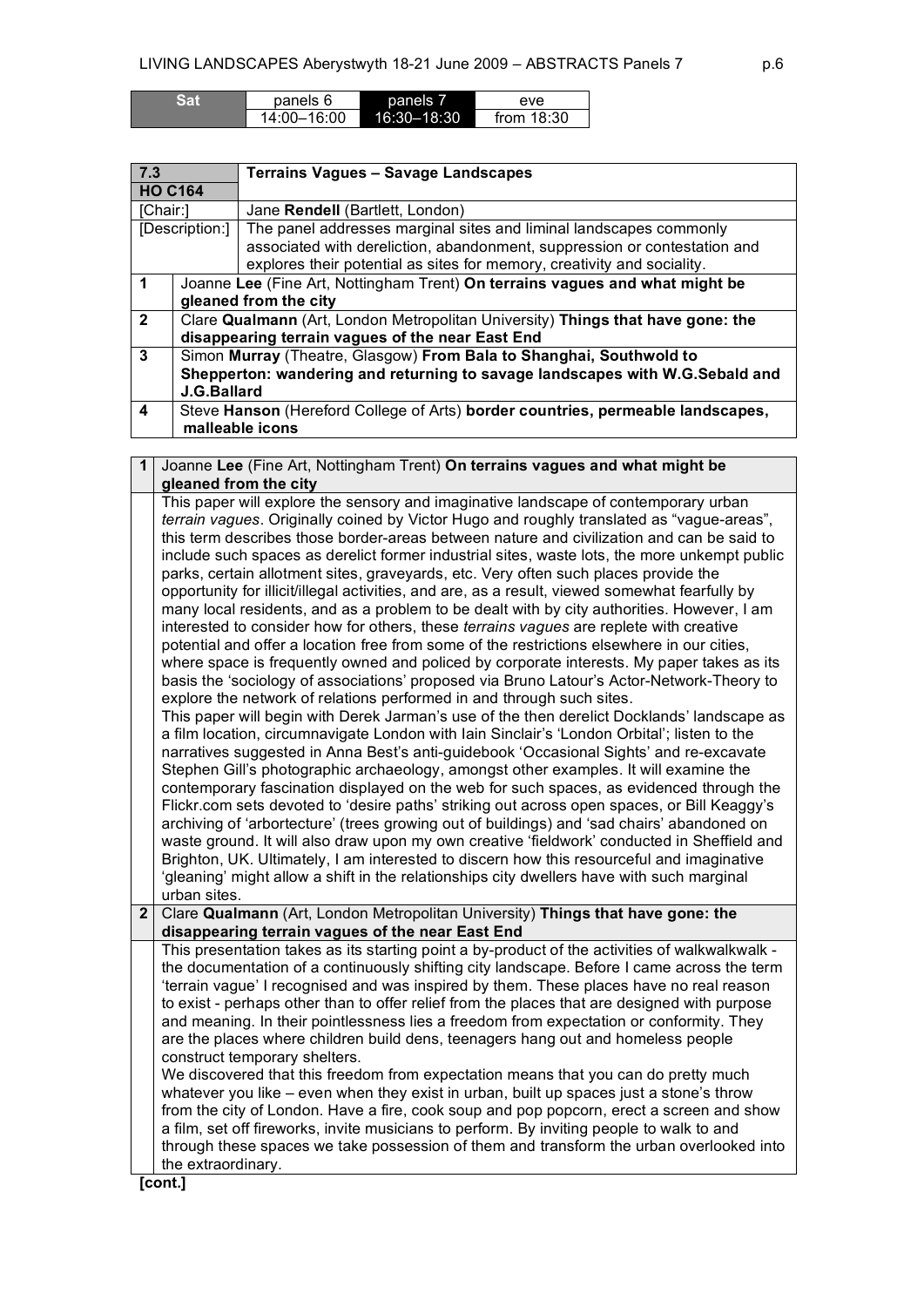| Sat | panels 6 | panels 7 | eve |
|---|---|---|---|
| | 14:00–16:00 | 16:30–18:30 | from 18:30 |

| 7.3 HO C164 | Terrains Vagues – Savage Landscapes |
|---|---|
| [Chair:] | Jane **Rendell** (Bartlett, London) |
| [Description:] | The panel addresses marginal sites and liminal landscapes commonly associated with dereliction, abandonment, suppression or contestation and explores their potential as sites for memory, creativity and sociality. |
| 1 | Joanne **Lee** (Fine Art, Nottingham Trent) **On terrains vagues and what might be gleaned from the city** |
| 2 | Clare **Qualmann** (Art, London Metropolitan University) **Things that have gone: the disappearing terrain vagues of the near East End** |
| 3 | Simon **Murray** (Theatre, Glasgow) **From Bala to Shanghai, Southwold to Shepperton: wandering and returning to savage landscapes with W.G.Sebald and J.G.Ballard** |
| 4 | Steve **Hanson** (Hereford College of Arts) **border countries, permeable landscapes, malleable icons** |

**1** Joanne **Lee** (Fine Art, Nottingham Trent) **On terrains vagues and what might be gleaned from the city**

This paper will explore the sensory and imaginative landscape of contemporary urban *terrain vagues*. Originally coined by Victor Hugo and roughly translated as "vague-areas", this term describes those border-areas between nature and civilization and can be said to include such spaces as derelict former industrial sites, waste lots, the more unkempt public parks, certain allotment sites, graveyards, etc. Very often such places provide the opportunity for illicit/illegal activities, and are, as a result, viewed somewhat fearfully by many local residents, and as a problem to be dealt with by city authorities. However, I am interested to consider how for others, these *terrains vagues* are replete with creative potential and offer a location free from some of the restrictions elsewhere in our cities, where space is frequently owned and policed by corporate interests. My paper takes as its basis the 'sociology of associations' proposed via Bruno Latour's Actor-Network-Theory to explore the network of relations performed in and through such sites.

This paper will begin with Derek Jarman's use of the then derelict Docklands' landscape as a film location, circumnavigate London with Iain Sinclair's 'London Orbital'; listen to the narratives suggested in Anna Best's anti-guidebook 'Occasional Sights' and re-excavate Stephen Gill's photographic archaeology, amongst other examples. It will examine the contemporary fascination displayed on the web for such spaces, as evidenced through the Flickr.com sets devoted to 'desire paths' striking out across open spaces, or Bill Keaggy's archiving of 'arbortecture' (trees growing out of buildings) and 'sad chairs' abandoned on waste ground. It will also draw upon my own creative 'fieldwork' conducted in Sheffield and Brighton, UK. Ultimately, I am interested to discern how this resourceful and imaginative 'gleaning' might allow a shift in the relationships city dwellers have with such marginal urban sites.

**2** Clare **Qualmann** (Art, London Metropolitan University) **Things that have gone: the disappearing terrain vagues of the near East End**

This presentation takes as its starting point a by-product of the activities of walkwalkwalk - the documentation of a continuously shifting city landscape. Before I came across the term 'terrain vague' I recognised and was inspired by them. These places have no real reason to exist - perhaps other than to offer relief from the places that are designed with purpose and meaning. In their pointlessness lies a freedom from expectation or conformity. They are the places where children build dens, teenagers hang out and homeless people construct temporary shelters.

We discovered that this freedom from expectation means that you can do pretty much whatever you like – even when they exist in urban, built up spaces just a stone's throw from the city of London. Have a fire, cook soup and pop popcorn, erect a screen and show a film, set off fireworks, invite musicians to perform. By inviting people to walk to and through these spaces we take possession of them and transform the urban overlooked into the extraordinary.

**[cont.]**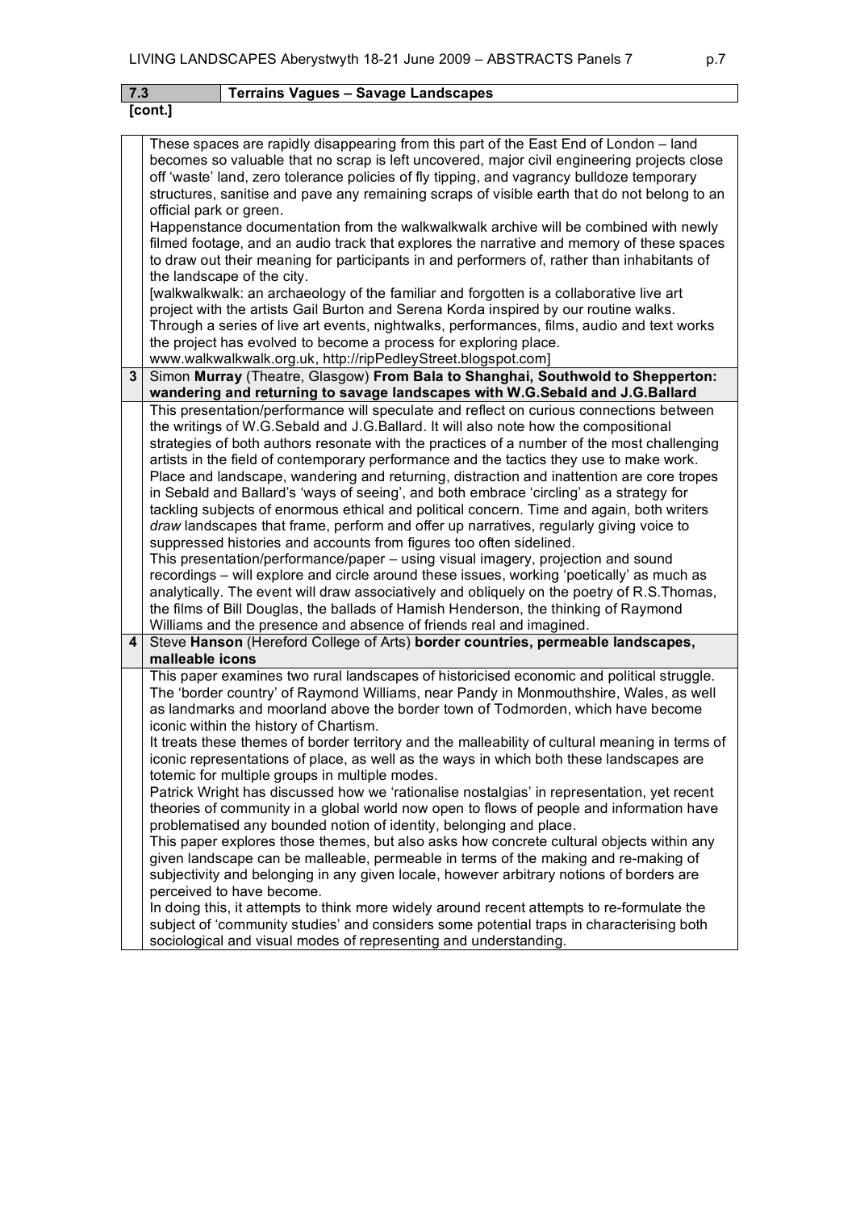| 7.3 | Terrains Vagues – Savage Landscapes |
|---|---|

**[cont.]**

These spaces are rapidly disappearing from this part of the East End of London – land becomes so valuable that no scrap is left uncovered, major civil engineering projects close off 'waste' land, zero tolerance policies of fly tipping, and vagrancy bulldoze temporary structures, sanitise and pave any remaining scraps of visible earth that do not belong to an official park or green.
Happenstance documentation from the walkwalkwalk archive will be combined with newly filmed footage, and an audio track that explores the narrative and memory of these spaces to draw out their meaning for participants in and performers of, rather than inhabitants of the landscape of the city.
[walkwalkwalk: an archaeology of the familiar and forgotten is a collaborative live art project with the artists Gail Burton and Serena Korda inspired by our routine walks. Through a series of live art events, nightwalks, performances, films, audio and text works the project has evolved to become a process for exploring place.
www.walkwalkwalk.org.uk, http://ripPedleyStreet.blogspot.com]

**3** Simon **Murray** (Theatre, Glasgow) **From Bala to Shanghai, Southwold to Shepperton: wandering and returning to savage landscapes with W.G.Sebald and J.G.Ballard**

This presentation/performance will speculate and reflect on curious connections between the writings of W.G.Sebald and J.G.Ballard. It will also note how the compositional strategies of both authors resonate with the practices of a number of the most challenging artists in the field of contemporary performance and the tactics they use to make work.
Place and landscape, wandering and returning, distraction and inattention are core tropes in Sebald and Ballard's 'ways of seeing', and both embrace 'circling' as a strategy for tackling subjects of enormous ethical and political concern. Time and again, both writers *draw* landscapes that frame, perform and offer up narratives, regularly giving voice to suppressed histories and accounts from figures too often sidelined.
This presentation/performance/paper – using visual imagery, projection and sound recordings – will explore and circle around these issues, working 'poetically' as much as analytically. The event will draw associatively and obliquely on the poetry of R.S.Thomas, the films of Bill Douglas, the ballads of Hamish Henderson, the thinking of Raymond Williams and the presence and absence of friends real and imagined.

**4** Steve **Hanson** (Hereford College of Arts) **border countries, permeable landscapes, malleable icons**

This paper examines two rural landscapes of historicised economic and political struggle. The 'border country' of Raymond Williams, near Pandy in Monmouthshire, Wales, as well as landmarks and moorland above the border town of Todmorden, which have become iconic within the history of Chartism.
It treats these themes of border territory and the malleability of cultural meaning in terms of iconic representations of place, as well as the ways in which both these landscapes are totemic for multiple groups in multiple modes.
Patrick Wright has discussed how we 'rationalise nostalgias' in representation, yet recent theories of community in a global world now open to flows of people and information have problematised any bounded notion of identity, belonging and place.
This paper explores those themes, but also asks how concrete cultural objects within any given landscape can be malleable, permeable in terms of the making and re-making of subjectivity and belonging in any given locale, however arbitrary notions of borders are perceived to have become.
In doing this, it attempts to think more widely around recent attempts to re-formulate the subject of 'community studies' and considers some potential traps in characterising both sociological and visual modes of representing and understanding.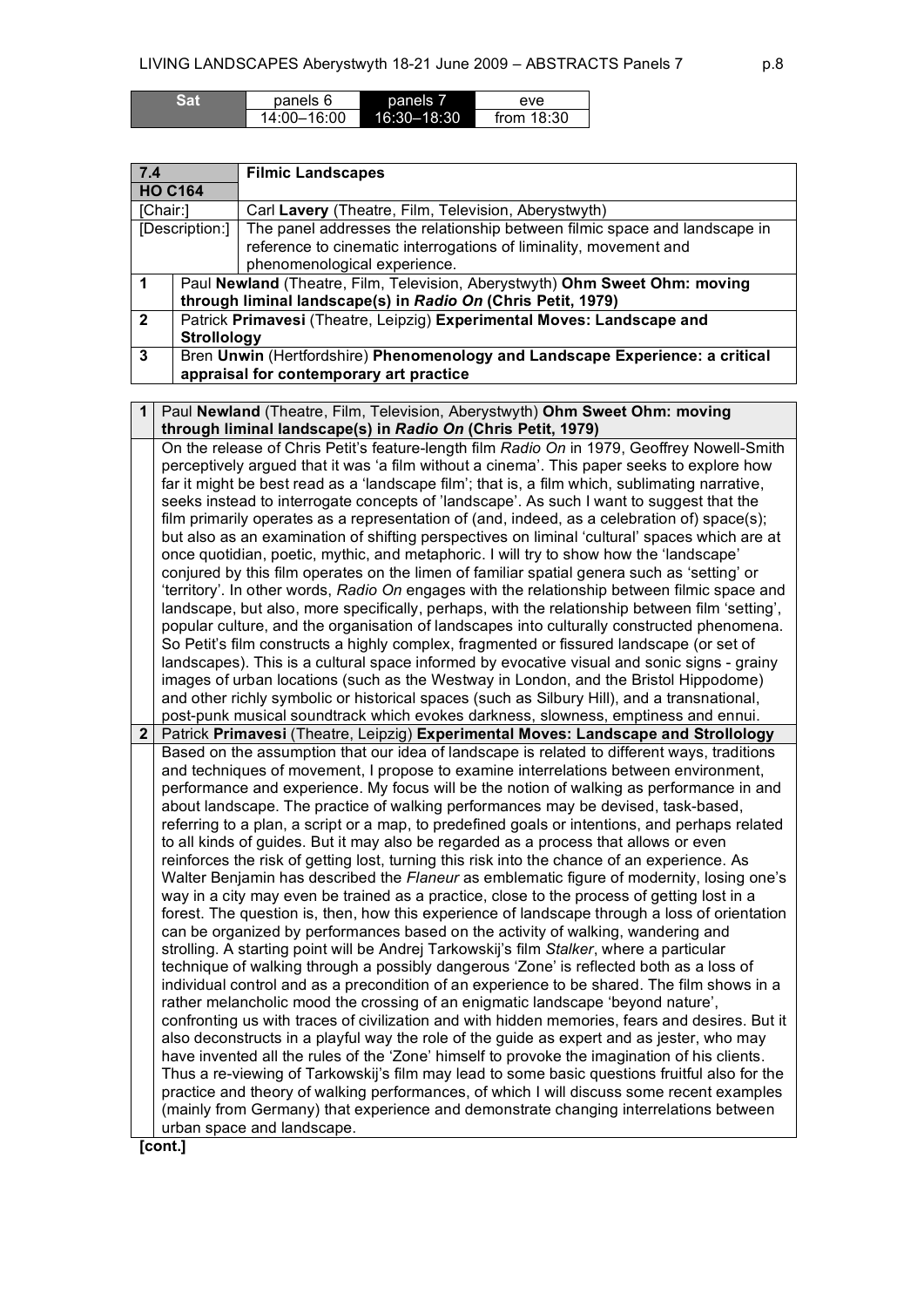| Sat | panels 6 | panels 7 | eve |
|---|---|---|---|
| | 14:00–16:00 | 16:30–18:30 | from 18:30 |

| **7.4** **HO C164** | **Filmic Landscapes** |
|---|---|
| [Chair:] | Carl **Lavery** (Theatre, Film, Television, Aberystwyth) |
| [Description:] | The panel addresses the relationship between filmic space and landscape in reference to cinematic interrogations of liminality, movement and phenomenological experience. |
| **1** | Paul **Newland** (Theatre, Film, Television, Aberystwyth) **Ohm Sweet Ohm: moving through liminal landscape(s) in *Radio On* (Chris Petit, 1979)** |
| **2** | Patrick **Primavesi** (Theatre, Leipzig) **Experimental Moves: Landscape and Strollology** |
| **3** | Bren **Unwin** (Hertfordshire) **Phenomenology and Landscape Experience: a critical appraisal for contemporary art practice** |

**1** Paul **Newland** (Theatre, Film, Television, Aberystwyth) **Ohm Sweet Ohm: moving through liminal landscape(s) in *Radio On* (Chris Petit, 1979)**

On the release of Chris Petit's feature-length film *Radio On* in 1979, Geoffrey Nowell-Smith perceptively argued that it was 'a film without a cinema'. This paper seeks to explore how far it might be best read as a 'landscape film'; that is, a film which, sublimating narrative, seeks instead to interrogate concepts of 'landscape'. As such I want to suggest that the film primarily operates as a representation of (and, indeed, as a celebration of) space(s); but also as an examination of shifting perspectives on liminal 'cultural' spaces which are at once quotidian, poetic, mythic, and metaphoric. I will try to show how the 'landscape' conjured by this film operates on the limen of familiar spatial genera such as 'setting' or 'territory'. In other words, *Radio On* engages with the relationship between filmic space and landscape, but also, more specifically, perhaps, with the relationship between film 'setting', popular culture, and the organisation of landscapes into culturally constructed phenomena. So Petit's film constructs a highly complex, fragmented or fissured landscape (or set of landscapes). This is a cultural space informed by evocative visual and sonic signs - grainy images of urban locations (such as the Westway in London, and the Bristol Hippodome) and other richly symbolic or historical spaces (such as Silbury Hill), and a transnational, post-punk musical soundtrack which evokes darkness, slowness, emptiness and ennui.

**2** Patrick **Primavesi** (Theatre, Leipzig) **Experimental Moves: Landscape and Strollology**

Based on the assumption that our idea of landscape is related to different ways, traditions and techniques of movement, I propose to examine interrelations between environment, performance and experience. My focus will be the notion of walking as performance in and about landscape. The practice of walking performances may be devised, task-based, referring to a plan, a script or a map, to predefined goals or intentions, and perhaps related to all kinds of guides. But it may also be regarded as a process that allows or even reinforces the risk of getting lost, turning this risk into the chance of an experience. As Walter Benjamin has described the *Flaneur* as emblematic figure of modernity, losing one's way in a city may even be trained as a practice, close to the process of getting lost in a forest. The question is, then, how this experience of landscape through a loss of orientation can be organized by performances based on the activity of walking, wandering and strolling. A starting point will be Andrej Tarkowskij's film *Stalker*, where a particular technique of walking through a possibly dangerous 'Zone' is reflected both as a loss of individual control and as a precondition of an experience to be shared. The film shows in a rather melancholic mood the crossing of an enigmatic landscape 'beyond nature', confronting us with traces of civilization and with hidden memories, fears and desires. But it also deconstructs in a playful way the role of the guide as expert and as jester, who may have invented all the rules of the 'Zone' himself to provoke the imagination of his clients. Thus a re-viewing of Tarkowskij's film may lead to some basic questions fruitful also for the practice and theory of walking performances, of which I will discuss some recent examples (mainly from Germany) that experience and demonstrate changing interrelations between urban space and landscape.

**[cont.]**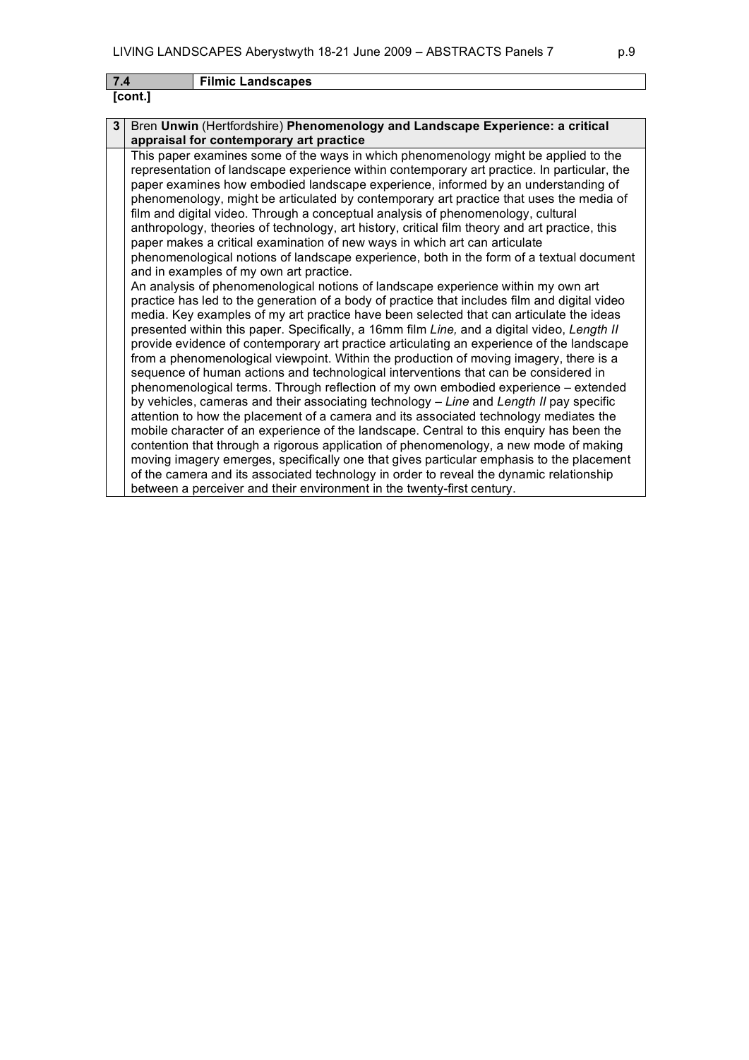| 7.4 | Filmic Landscapes |
|---|---|

**[cont.]**

**3** Bren **Unwin** (Hertfordshire) **Phenomenology and Landscape Experience: a critical appraisal for contemporary art practice**

This paper examines some of the ways in which phenomenology might be applied to the representation of landscape experience within contemporary art practice. In particular, the paper examines how embodied landscape experience, informed by an understanding of phenomenology, might be articulated by contemporary art practice that uses the media of film and digital video. Through a conceptual analysis of phenomenology, cultural anthropology, theories of technology, art history, critical film theory and art practice, this paper makes a critical examination of new ways in which art can articulate phenomenological notions of landscape experience, both in the form of a textual document and in examples of my own art practice.

An analysis of phenomenological notions of landscape experience within my own art practice has led to the generation of a body of practice that includes film and digital video media. Key examples of my art practice have been selected that can articulate the ideas presented within this paper. Specifically, a 16mm film *Line,* and a digital video, *Length II* provide evidence of contemporary art practice articulating an experience of the landscape from a phenomenological viewpoint. Within the production of moving imagery, there is a sequence of human actions and technological interventions that can be considered in phenomenological terms. Through reflection of my own embodied experience – extended by vehicles, cameras and their associating technology – *Line* and *Length II* pay specific attention to how the placement of a camera and its associated technology mediates the mobile character of an experience of the landscape. Central to this enquiry has been the contention that through a rigorous application of phenomenology, a new mode of making moving imagery emerges, specifically one that gives particular emphasis to the placement of the camera and its associated technology in order to reveal the dynamic relationship between a perceiver and their environment in the twenty-first century.